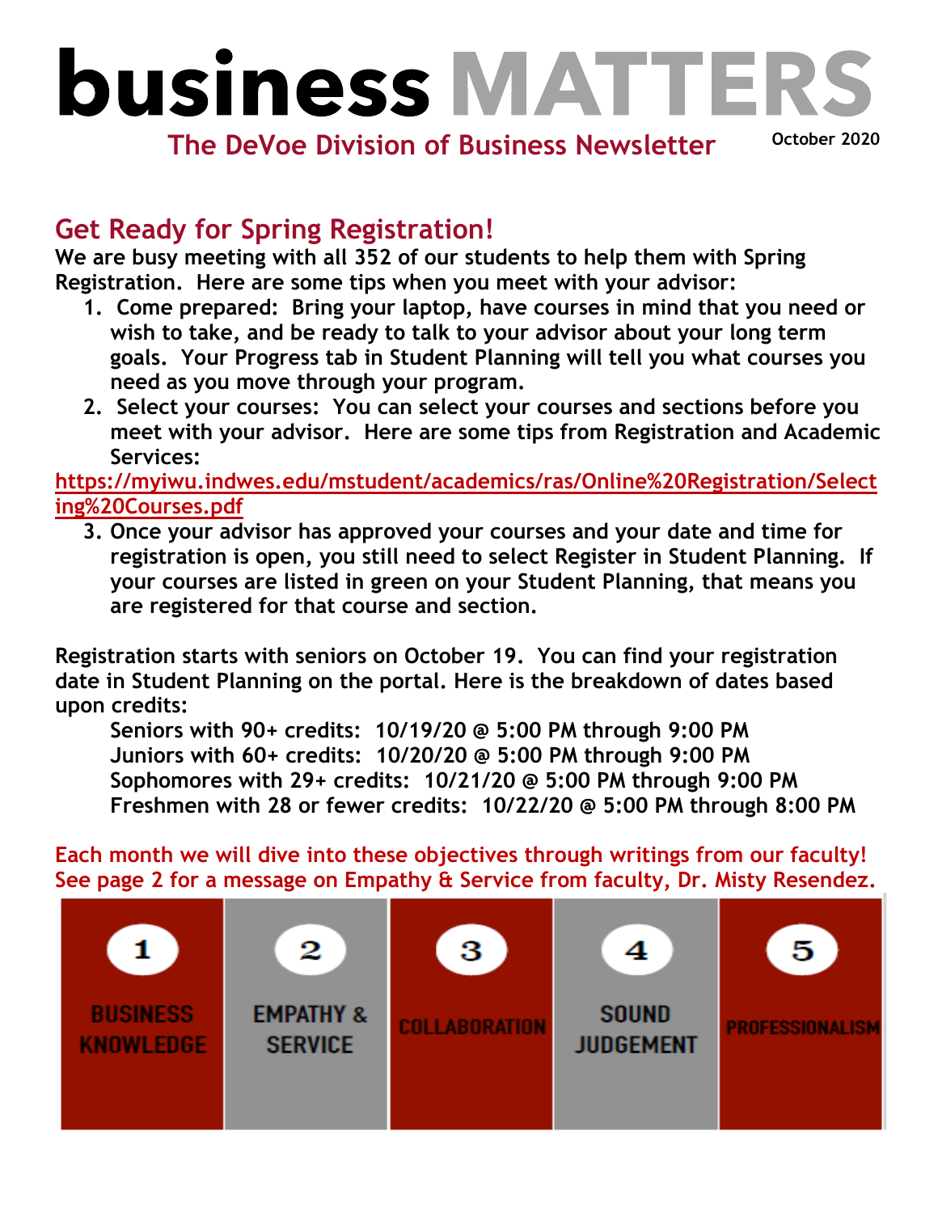# business MATTERS

**The DeVoe Division of Business Newsletter** — October 2020

## Get Ready for Spring Registration!

**We are busy meeting with all 352 of our students to help them with Spring Registration. Here are some tips when you meet with your advisor:**

1. **Come prepared: Bring your laptop, have courses in mind that you need or wish to take, and be ready to talk to your advisor about your long term goals. Your Progress tab in Student Planning will tell you what courses you need as you move through your program.**
2. **Select your courses: You can select your courses and sections before you meet with your advisor. Here are some tips from Registration and Academic Services:**

https://myiwu.indwes.edu/mstudent/academics/ras/Online%20Registration/Selecting%20Courses.pdf

3. **Once your advisor has approved your courses and your date and time for registration is open, you still need to select Register in Student Planning. If your courses are listed in green on your Student Planning, that means you are registered for that course and section.**

**Registration starts with seniors on October 19. You can find your registration date in Student Planning on the portal. Here is the breakdown of dates based upon credits:**

**Seniors with 90+ credits: 10/19/20 @ 5:00 PM through 9:00 PM**
**Juniors with 60+ credits: 10/20/20 @ 5:00 PM through 9:00 PM**
**Sophomores with 29+ credits: 10/21/20 @ 5:00 PM through 9:00 PM**
**Freshmen with 28 or fewer credits: 10/22/20 @ 5:00 PM through 8:00 PM**

**Each month we will dive into these objectives through writings from our faculty! See page 2 for a message on Empathy & Service from faculty, Dr. Misty Resendez.**

| 1 | 2 | 3 | 4 | 5 |
|---|---|---|---|---|
| BUSINESS KNOWLEDGE | EMPATHY & SERVICE | COLLABORATION | SOUND JUDGEMENT | PROFESSIONALISM |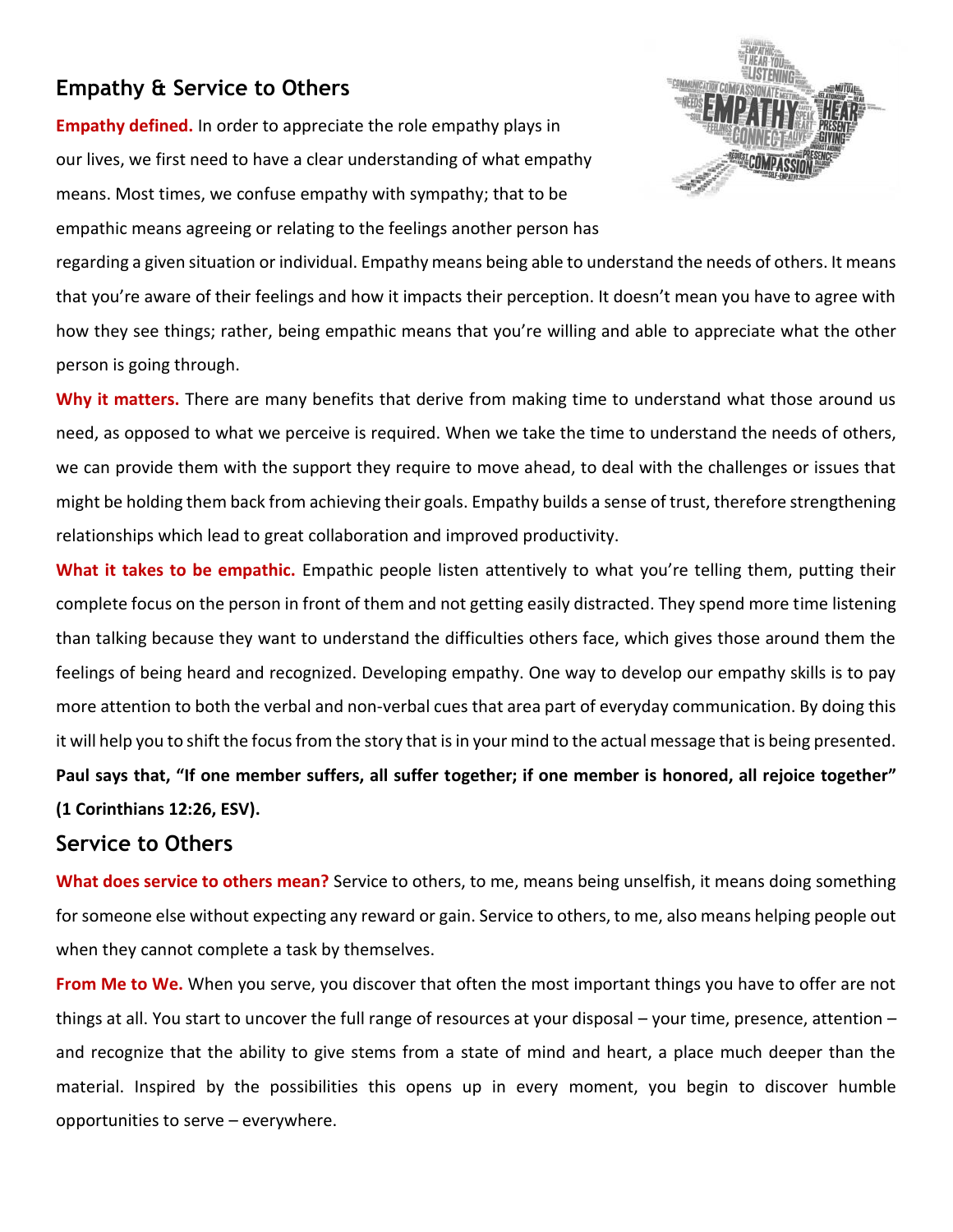## Empathy & Service to Others

**Empathy defined.** In order to appreciate the role empathy plays in our lives, we first need to have a clear understanding of what empathy means. Most times, we confuse empathy with sympathy; that to be empathic means agreeing or relating to the feelings another person has regarding a given situation or individual. Empathy means being able to understand the needs of others. It means that you're aware of their feelings and how it impacts their perception. It doesn't mean you have to agree with how they see things; rather, being empathic means that you're willing and able to appreciate what the other person is going through.

**Why it matters.** There are many benefits that derive from making time to understand what those around us need, as opposed to what we perceive is required. When we take the time to understand the needs of others, we can provide them with the support they require to move ahead, to deal with the challenges or issues that might be holding them back from achieving their goals. Empathy builds a sense of trust, therefore strengthening relationships which lead to great collaboration and improved productivity.

**What it takes to be empathic.** Empathic people listen attentively to what you're telling them, putting their complete focus on the person in front of them and not getting easily distracted. They spend more time listening than talking because they want to understand the difficulties others face, which gives those around them the feelings of being heard and recognized. Developing empathy. One way to develop our empathy skills is to pay more attention to both the verbal and non-verbal cues that area part of everyday communication. By doing this it will help you to shift the focus from the story that is in your mind to the actual message that is being presented.

**Paul says that, "If one member suffers, all suffer together; if one member is honored, all rejoice together" (1 Corinthians 12:26, ESV).**

## Service to Others

**What does service to others mean?** Service to others, to me, means being unselfish, it means doing something for someone else without expecting any reward or gain. Service to others, to me, also means helping people out when they cannot complete a task by themselves.

**From Me to We.** When you serve, you discover that often the most important things you have to offer are not things at all. You start to uncover the full range of resources at your disposal – your time, presence, attention – and recognize that the ability to give stems from a state of mind and heart, a place much deeper than the material. Inspired by the possibilities this opens up in every moment, you begin to discover humble opportunities to serve – everywhere.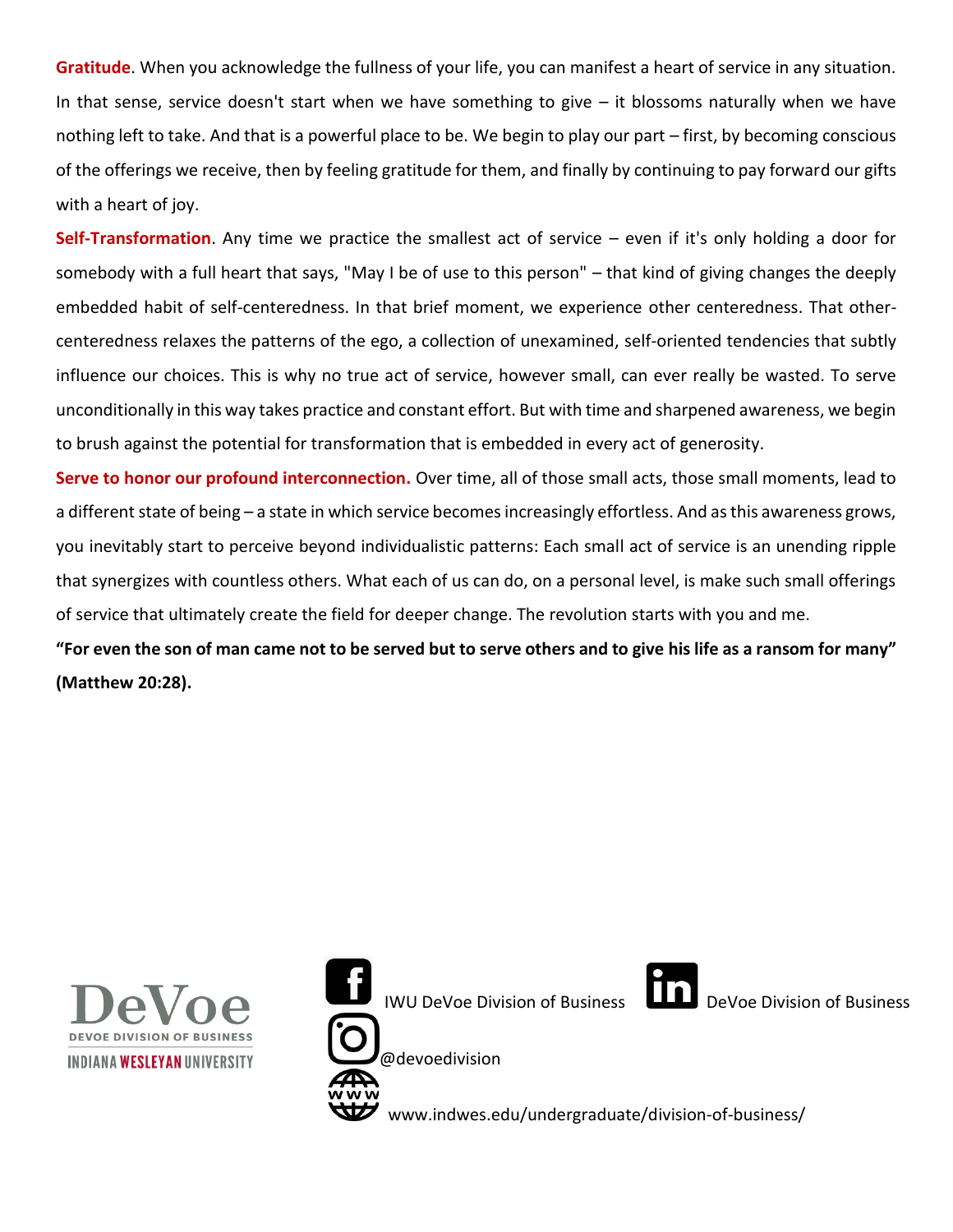**Gratitude**. When you acknowledge the fullness of your life, you can manifest a heart of service in any situation. In that sense, service doesn't start when we have something to give – it blossoms naturally when we have nothing left to take. And that is a powerful place to be. We begin to play our part – first, by becoming conscious of the offerings we receive, then by feeling gratitude for them, and finally by continuing to pay forward our gifts with a heart of joy.

**Self-Transformation**. Any time we practice the smallest act of service – even if it's only holding a door for somebody with a full heart that says, "May I be of use to this person" – that kind of giving changes the deeply embedded habit of self-centeredness. In that brief moment, we experience other centeredness. That other-centeredness relaxes the patterns of the ego, a collection of unexamined, self-oriented tendencies that subtly influence our choices. This is why no true act of service, however small, can ever really be wasted. To serve unconditionally in this way takes practice and constant effort. But with time and sharpened awareness, we begin to brush against the potential for transformation that is embedded in every act of generosity.

**Serve to honor our profound interconnection.** Over time, all of those small acts, those small moments, lead to a different state of being – a state in which service becomes increasingly effortless. And as this awareness grows, you inevitably start to perceive beyond individualistic patterns: Each small act of service is an unending ripple that synergizes with countless others. What each of us can do, on a personal level, is make such small offerings of service that ultimately create the field for deeper change. The revolution starts with you and me.

**"For even the son of man came not to be served but to serve others and to give his life as a ransom for many" (Matthew 20:28).**

DeVoe
DEVOE DIVISION OF BUSINESS
INDIANA WESLEYAN UNIVERSITY

IWU DeVoe Division of Business

DeVoe Division of Business

@devoedivision

www.indwes.edu/undergraduate/division-of-business/